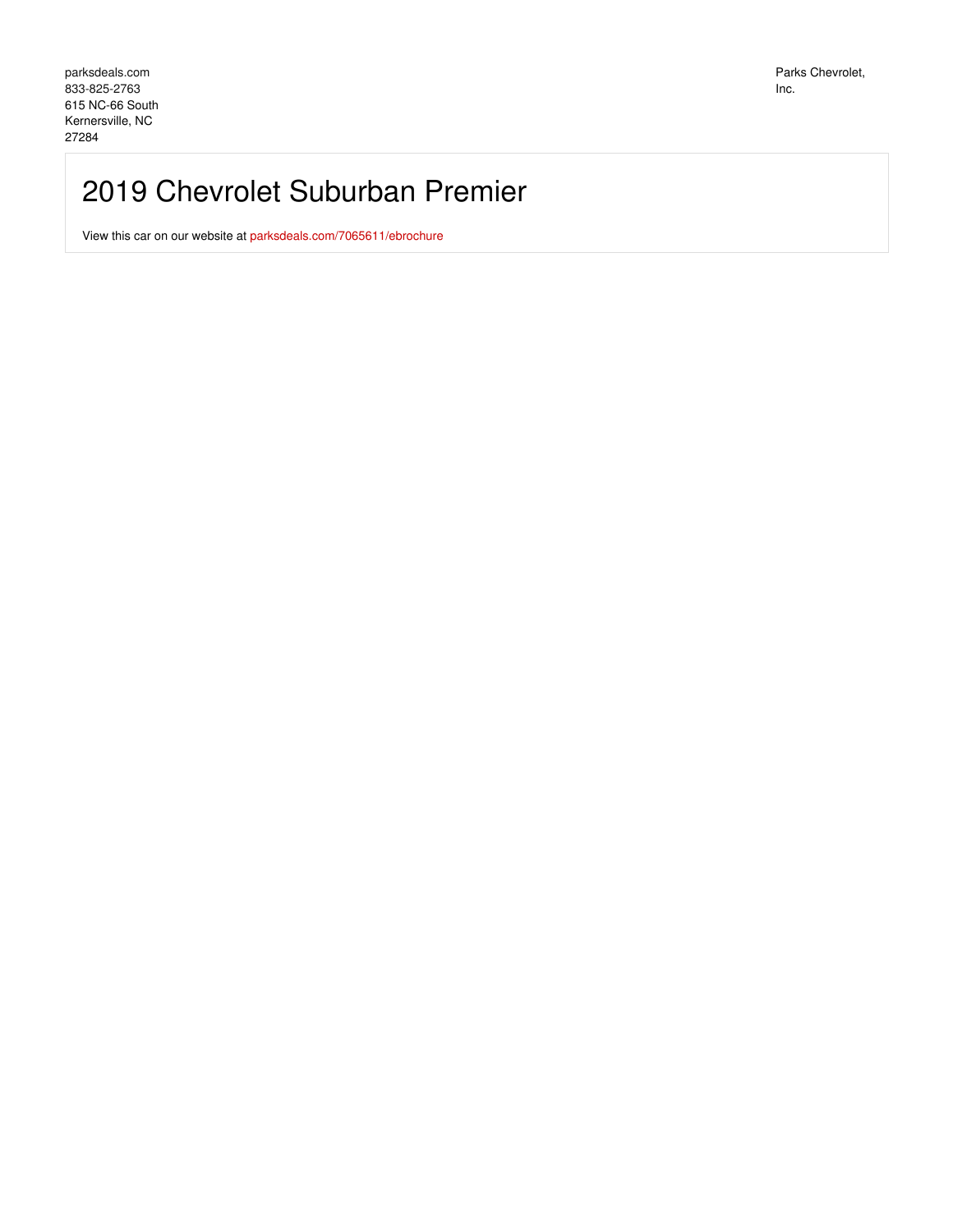parksdeals.com
833-825-2763
615 NC-66 South
Kernersville, NC
27284

Parks Chevrolet, Inc.

# 2019 Chevrolet Suburban Premier

View this car on our website at parksdeals.com/7065611/ebrochure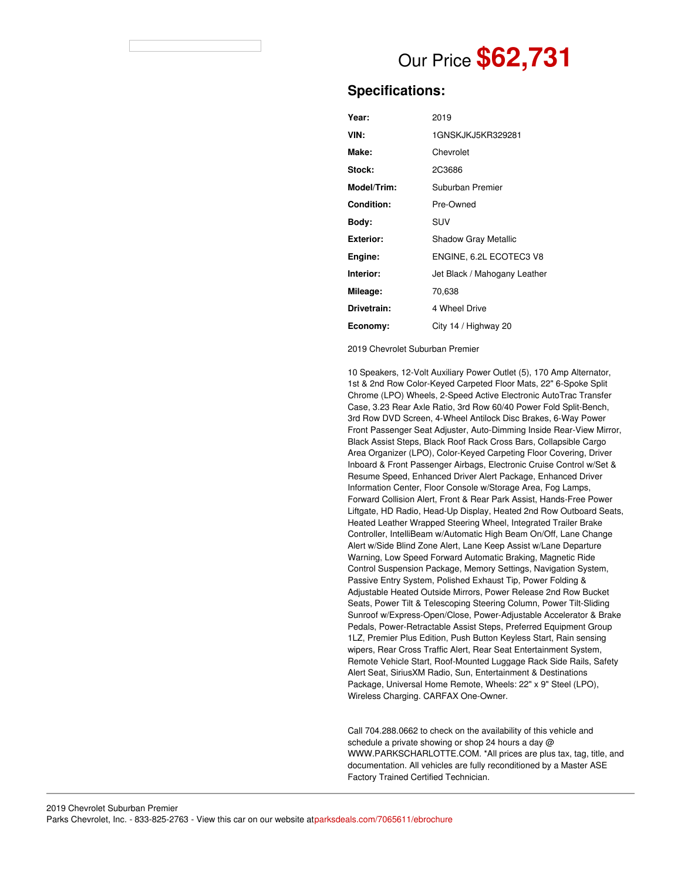Our Price **$62,731**

## Specifications:

| | |
|---|---|
| **Year:** | 2019 |
| **VIN:** | 1GNSKJKJ5KR329281 |
| **Make:** | Chevrolet |
| **Stock:** | 2C3686 |
| **Model/Trim:** | Suburban Premier |
| **Condition:** | Pre-Owned |
| **Body:** | SUV |
| **Exterior:** | Shadow Gray Metallic |
| **Engine:** | ENGINE, 6.2L ECOTEC3 V8 |
| **Interior:** | Jet Black / Mahogany Leather |
| **Mileage:** | 70,638 |
| **Drivetrain:** | 4 Wheel Drive |
| **Economy:** | City 14 / Highway 20 |

2019 Chevrolet Suburban Premier

10 Speakers, 12-Volt Auxiliary Power Outlet (5), 170 Amp Alternator, 1st & 2nd Row Color-Keyed Carpeted Floor Mats, 22" 6-Spoke Split Chrome (LPO) Wheels, 2-Speed Active Electronic AutoTrac Transfer Case, 3.23 Rear Axle Ratio, 3rd Row 60/40 Power Fold Split-Bench, 3rd Row DVD Screen, 4-Wheel Antilock Disc Brakes, 6-Way Power Front Passenger Seat Adjuster, Auto-Dimming Inside Rear-View Mirror, Black Assist Steps, Black Roof Rack Cross Bars, Collapsible Cargo Area Organizer (LPO), Color-Keyed Carpeting Floor Covering, Driver Inboard & Front Passenger Airbags, Electronic Cruise Control w/Set & Resume Speed, Enhanced Driver Alert Package, Enhanced Driver Information Center, Floor Console w/Storage Area, Fog Lamps, Forward Collision Alert, Front & Rear Park Assist, Hands-Free Power Liftgate, HD Radio, Head-Up Display, Heated 2nd Row Outboard Seats, Heated Leather Wrapped Steering Wheel, Integrated Trailer Brake Controller, IntelliBeam w/Automatic High Beam On/Off, Lane Change Alert w/Side Blind Zone Alert, Lane Keep Assist w/Lane Departure Warning, Low Speed Forward Automatic Braking, Magnetic Ride Control Suspension Package, Memory Settings, Navigation System, Passive Entry System, Polished Exhaust Tip, Power Folding & Adjustable Heated Outside Mirrors, Power Release 2nd Row Bucket Seats, Power Tilt & Telescoping Steering Column, Power Tilt-Sliding Sunroof w/Express-Open/Close, Power-Adjustable Accelerator & Brake Pedals, Power-Retractable Assist Steps, Preferred Equipment Group 1LZ, Premier Plus Edition, Push Button Keyless Start, Rain sensing wipers, Rear Cross Traffic Alert, Rear Seat Entertainment System, Remote Vehicle Start, Roof-Mounted Luggage Rack Side Rails, Safety Alert Seat, SiriusXM Radio, Sun, Entertainment & Destinations Package, Universal Home Remote, Wheels: 22" x 9" Steel (LPO), Wireless Charging. CARFAX One-Owner.

Call 704.288.0662 to check on the availability of this vehicle and schedule a private showing or shop 24 hours a day @ WWW.PARKSCHARLOTTE.COM. *All prices are plus tax, tag, title, and documentation. All vehicles are fully reconditioned by a Master ASE Factory Trained Certified Technician.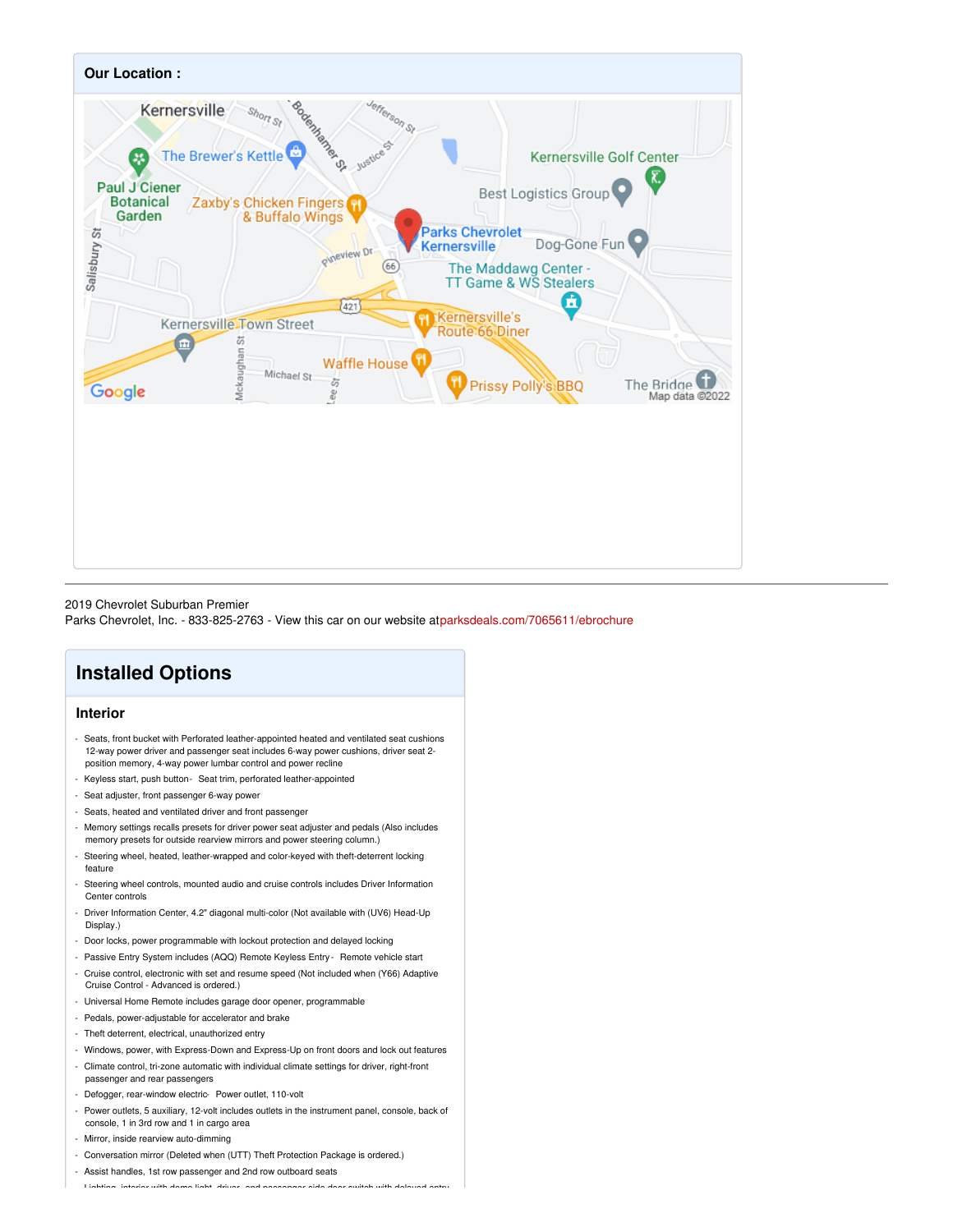## Our Location :

2019 Chevrolet Suburban Premier
Parks Chevrolet, Inc. - 833-825-2763 - View this car on our website atparksdeals.com/7065611/ebrochure

## Installed Options

### Interior

- Seats, front bucket with Perforated leather-appointed heated and ventilated seat cushions 12-way power driver and passenger seat includes 6-way power cushions, driver seat 2-position memory, 4-way power lumbar control and power recline
- Keyless start, push button- Seat trim, perforated leather-appointed
- Seat adjuster, front passenger 6-way power
- Seats, heated and ventilated driver and front passenger
- Memory settings recalls presets for driver power seat adjuster and pedals (Also includes memory presets for outside rearview mirrors and power steering column.)
- Steering wheel, heated, leather-wrapped and color-keyed with theft-deterrent locking feature
- Steering wheel controls, mounted audio and cruise controls includes Driver Information Center controls
- Driver Information Center, 4.2" diagonal multi-color (Not available with (UV6) Head-Up Display.)
- Door locks, power programmable with lockout protection and delayed locking
- Passive Entry System includes (AQQ) Remote Keyless Entry- Remote vehicle start
- Cruise control, electronic with set and resume speed (Not included when (Y66) Adaptive Cruise Control - Advanced is ordered.)
- Universal Home Remote includes garage door opener, programmable
- Pedals, power-adjustable for accelerator and brake
- Theft deterrent, electrical, unauthorized entry
- Windows, power, with Express-Down and Express-Up on front doors and lock out features
- Climate control, tri-zone automatic with individual climate settings for driver, right-front passenger and rear passengers
- Defogger, rear-window electric- Power outlet, 110-volt
- Power outlets, 5 auxiliary, 12-volt includes outlets in the instrument panel, console, back of console, 1 in 3rd row and 1 in cargo area
- Mirror, inside rearview auto-dimming
- Conversation mirror (Deleted when (UTT) Theft Protection Package is ordered.)
- Assist handles, 1st row passenger and 2nd row outboard seats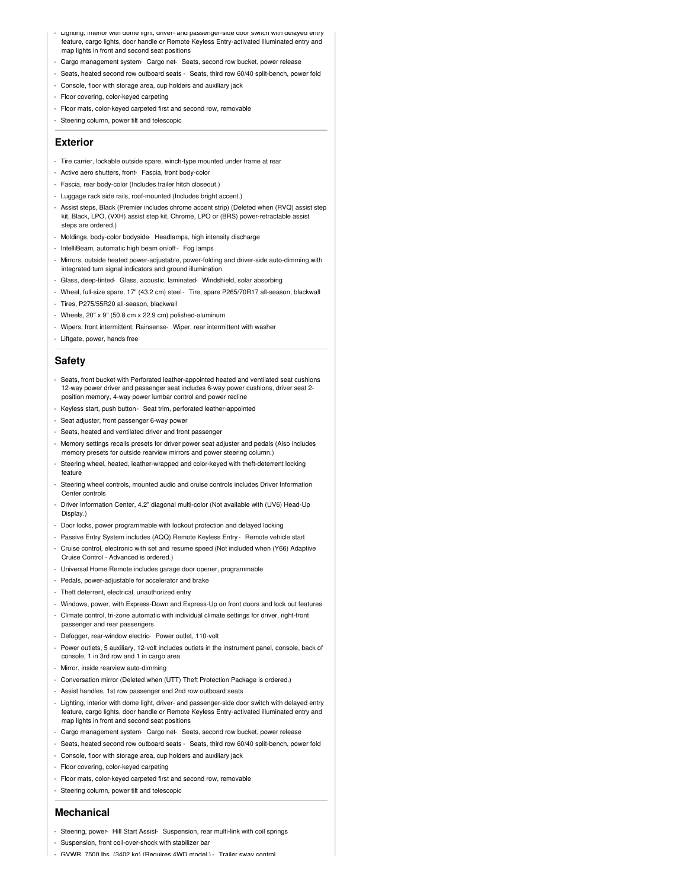- Lighting, interior with dome light, driver- and passenger-side door switch with delayed entry feature, cargo lights, door handle or Remote Keyless Entry-activated illuminated entry and map lights in front and second seat positions
- Cargo management system- Cargo net- Seats, second row bucket, power release
- Seats, heated second row outboard seats - Seats, third row 60/40 split-bench, power fold
- Console, floor with storage area, cup holders and auxiliary jack
- Floor covering, color-keyed carpeting
- Floor mats, color-keyed carpeted first and second row, removable
- Steering column, power tilt and telescopic

## Exterior

- Tire carrier, lockable outside spare, winch-type mounted under frame at rear
- Active aero shutters, front- Fascia, front body-color
- Fascia, rear body-color (Includes trailer hitch closeout.)
- Luggage rack side rails, roof-mounted (Includes bright accent.)
- Assist steps, Black (Premier includes chrome accent strip) (Deleted when (RVQ) assist step kit, Black, LPO, (VXH) assist step kit, Chrome, LPO or (BRS) power-retractable assist steps are ordered.)
- Moldings, body-color bodyside- Headlamps, high intensity discharge
- IntelliBeam, automatic high beam on/off - Fog lamps
- Mirrors, outside heated power-adjustable, power-folding and driver-side auto-dimming with integrated turn signal indicators and ground illumination
- Glass, deep-tinted- Glass, acoustic, laminated- Windshield, solar absorbing
- Wheel, full-size spare, 17" (43.2 cm) steel - Tire, spare P265/70R17 all-season, blackwall
- Tires, P275/55R20 all-season, blackwall
- Wheels, 20" x 9" (50.8 cm x 22.9 cm) polished-aluminum
- Wipers, front intermittent, Rainsense- Wiper, rear intermittent with washer
- Liftgate, power, hands free

## Safety

- Seats, front bucket with Perforated leather-appointed heated and ventilated seat cushions 12-way power driver and passenger seat includes 6-way power cushions, driver seat 2-position memory, 4-way power lumbar control and power recline
- Keyless start, push button- Seat trim, perforated leather-appointed
- Seat adjuster, front passenger 6-way power
- Seats, heated and ventilated driver and front passenger
- Memory settings recalls presets for driver power seat adjuster and pedals (Also includes memory presets for outside rearview mirrors and power steering column.)
- Steering wheel, heated, leather-wrapped and color-keyed with theft-deterrent locking feature
- Steering wheel controls, mounted audio and cruise controls includes Driver Information Center controls
- Driver Information Center, 4.2" diagonal multi-color (Not available with (UV6) Head-Up Display.)
- Door locks, power programmable with lockout protection and delayed locking
- Passive Entry System includes (AQQ) Remote Keyless Entry - Remote vehicle start
- Cruise control, electronic with set and resume speed (Not included when (Y66) Adaptive Cruise Control - Advanced is ordered.)
- Universal Home Remote includes garage door opener, programmable
- Pedals, power-adjustable for accelerator and brake
- Theft deterrent, electrical, unauthorized entry
- Windows, power, with Express-Down and Express-Up on front doors and lock out features
- Climate control, tri-zone automatic with individual climate settings for driver, right-front passenger and rear passengers
- Defogger, rear-window electric- Power outlet, 110-volt
- Power outlets, 5 auxiliary, 12-volt includes outlets in the instrument panel, console, back of console, 1 in 3rd row and 1 in cargo area
- Mirror, inside rearview auto-dimming
- Conversation mirror (Deleted when (UTT) Theft Protection Package is ordered.)
- Assist handles, 1st row passenger and 2nd row outboard seats
- Lighting, interior with dome light, driver- and passenger-side door switch with delayed entry feature, cargo lights, door handle or Remote Keyless Entry-activated illuminated entry and map lights in front and second seat positions
- Cargo management system- Cargo net- Seats, second row bucket, power release
- Seats, heated second row outboard seats - Seats, third row 60/40 split-bench, power fold
- Console, floor with storage area, cup holders and auxiliary jack
- Floor covering, color-keyed carpeting
- Floor mats, color-keyed carpeted first and second row, removable
- Steering column, power tilt and telescopic

## Mechanical

- Steering, power- Hill Start Assist- Suspension, rear multi-link with coil springs
- Suspension, front coil-over-shock with stabilizer bar
- GVWR, 7500 lbs. (3402 kg) (Requires 4WD model.) - Trailer sway control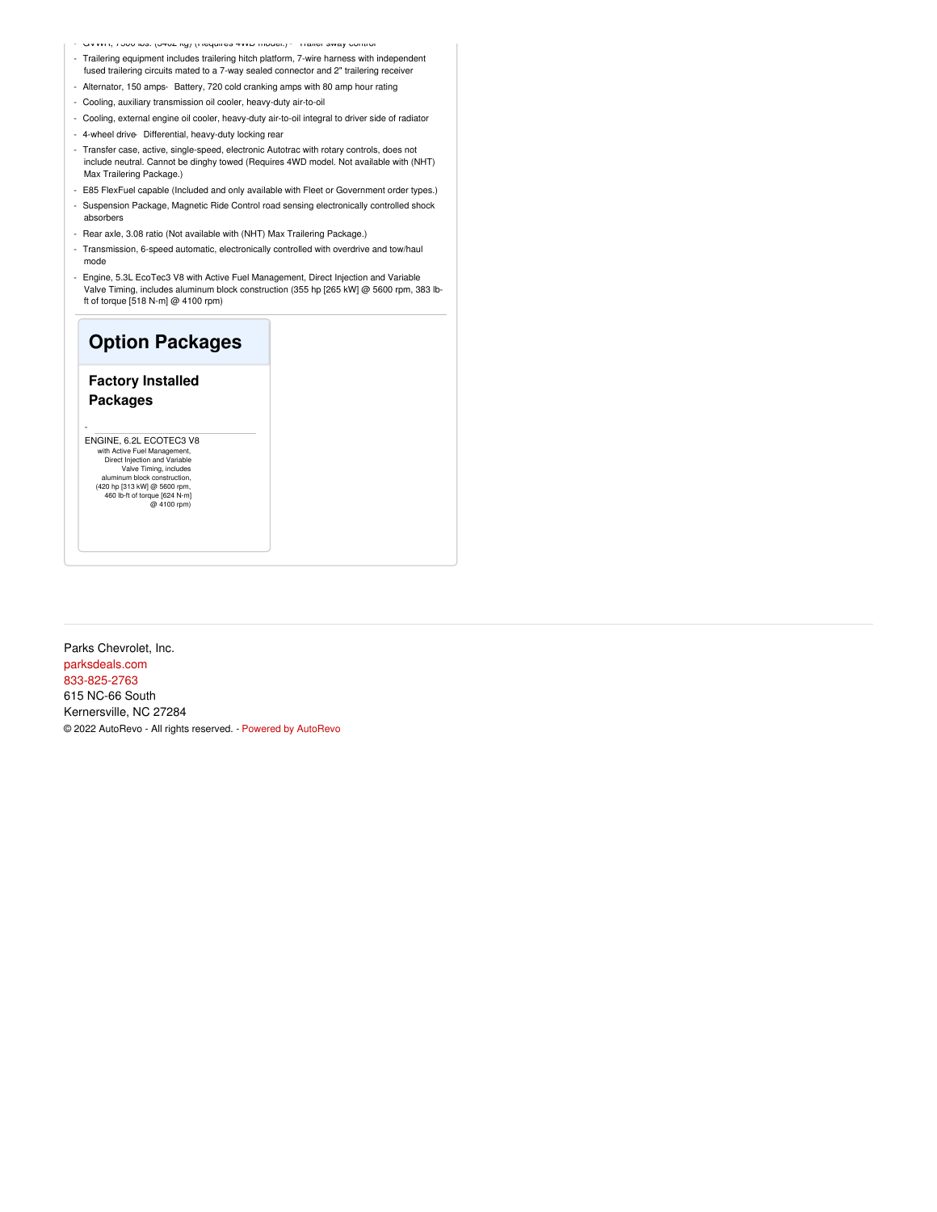- GVWR, 7300 lbs. (3402 kg) (Requires 4WD model.) - Trailer sway control
- Trailering equipment includes trailering hitch platform, 7-wire harness with independent fused trailering circuits mated to a 7-way sealed connector and 2" trailering receiver
- Alternator, 150 amps - Battery, 720 cold cranking amps with 80 amp hour rating
- Cooling, auxiliary transmission oil cooler, heavy-duty air-to-oil
- Cooling, external engine oil cooler, heavy-duty air-to-oil integral to driver side of radiator
- 4-wheel drive - Differential, heavy-duty locking rear
- Transfer case, active, single-speed, electronic Autotrac with rotary controls, does not include neutral. Cannot be dinghy towed (Requires 4WD model. Not available with (NHT) Max Trailering Package.)
- E85 FlexFuel capable (Included and only available with Fleet or Government order types.)
- Suspension Package, Magnetic Ride Control road sensing electronically controlled shock absorbers
- Rear axle, 3.08 ratio (Not available with (NHT) Max Trailering Package.)
- Transmission, 6-speed automatic, electronically controlled with overdrive and tow/haul mode
- Engine, 5.3L EcoTec3 V8 with Active Fuel Management, Direct Injection and Variable Valve Timing, includes aluminum block construction (355 hp [265 kW] @ 5600 rpm, 383 lb-ft of torque [518 N-m] @ 4100 rpm)

## Option Packages

### Factory Installed Packages

-

ENGINE, 6.2L ECOTEC3 V8 with Active Fuel Management, Direct Injection and Variable Valve Timing, includes aluminum block construction, (420 hp [313 kW] @ 5600 rpm, 460 lb-ft of torque [624 N-m] @ 4100 rpm)

Parks Chevrolet, Inc.
parksdeals.com
833-825-2763
615 NC-66 South
Kernersville, NC 27284
© 2022 AutoRevo - All rights reserved. - Powered by AutoRevo